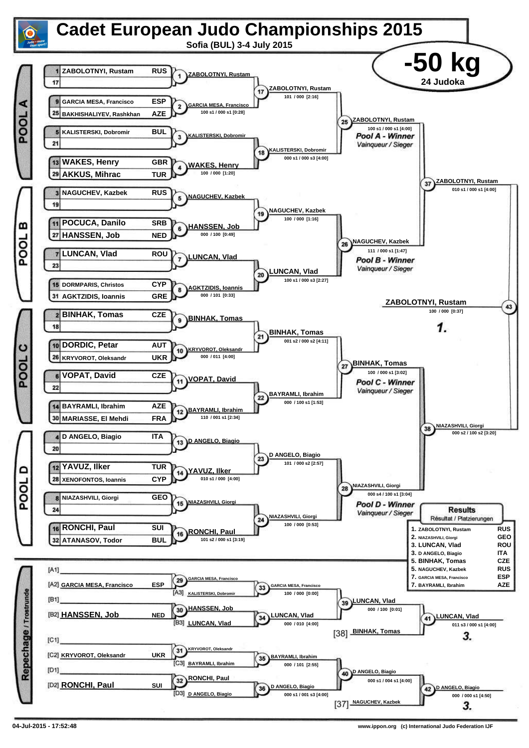# Cadet European Judo Championships 2015

**Sofia (BUL) 3-4 July 2015**

## -50 kg

24 Judoka

### POOL A

| Seed | Name | Country |
|---|---|---|
| 1 | ZABOLOTNYI, Rustam | RUS |
| 17 | | |
| 9 | GARCIA MESA, Francisco | ESP |
| 25 | BAKHISHALIYEV, Rashkhan | AZE |
| 5 | KALISTERSKI, Dobromir | BUL |
| 21 | | |
| 13 | WAKES, Henry | GBR |
| 29 | AKKUS, Mihrac | TUR |

- 1: ZABOLOTNYI, Rustam
- 2: GARCIA MESA, Francisco — 100 s1 / 000 s1 [0:28]
- 3: KALISTERSKI, Dobromir
- 4: WAKES, Henry — 100 / 000 [1:20]
- 17: ZABOLOTNYI, Rustam — 101 / 000 [2:16]
- 18: KALISTERSKI, Dobromir — 000 s1 / 000 s3 [4:00]
- 25: ZABOLOTNYI, Rustam — 100 s1 / 000 s1 [4:00] — *Pool A - Winner / Vainqueur / Sieger*

### POOL B

| Seed | Name | Country |
|---|---|---|
| 3 | NAGUCHEV, Kazbek | RUS |
| 19 | | |
| 11 | POCUCA, Danilo | SRB |
| 27 | HANSSEN, Job | NED |
| 7 | LUNCAN, Vlad | ROU |
| 23 | | |
| 15 | DORMPARIS, Christos | CYP |
| 31 | AGKTZIDIS, Ioannis | GRE |

- 5: NAGUCHEV, Kazbek
- 6: HANSSEN, Job — 000 / 100 [0:49]
- 7: LUNCAN, Vlad
- 8: AGKTZIDIS, Ioannis — 000 / 101 [0:33]
- 19: NAGUCHEV, Kazbek — 100 / 000 [1:16]
- 20: LUNCAN, Vlad — 100 s1 / 000 s3 [2:27]
- 26: NAGUCHEV, Kazbek — 111 / 000 s1 [1:47] — *Pool B - Winner / Vainqueur / Sieger*

### POOL C

| Seed | Name | Country |
|---|---|---|
| 2 | BINHAK, Tomas | CZE |
| 18 | | |
| 10 | DORDIC, Petar | AUT |
| 26 | KRYVOROT, Oleksandr | UKR |
| 6 | VOPAT, David | CZE |
| 22 | | |
| 14 | BAYRAMLI, Ibrahim | AZE |
| 30 | MARIASSE, El Mehdi | FRA |

- 9: BINHAK, Tomas
- 10: KRYVOROT, Oleksandr — 000 / 011 [4:00]
- 11: VOPAT, David
- 12: BAYRAMLI, Ibrahim — 110 / 001 s1 [2:34]
- 21: BINHAK, Tomas — 001 s2 / 000 s2 [4:11]
- 22: BAYRAMLI, Ibrahim — 000 / 100 s1 [1:53]
- 27: BINHAK, Tomas — 100 / 000 s1 [3:02] — *Pool C - Winner / Vainqueur / Sieger*

### POOL D

| Seed | Name | Country |
|---|---|---|
| 4 | D ANGELO, Biagio | ITA |
| 20 | | |
| 12 | YAVUZ, Ilker | TUR |
| 28 | XENOFONTOS, Ioannis | CYP |
| 8 | NIAZASHVILI, Giorgi | GEO |
| 24 | | |
| 16 | RONCHI, Paul | SUI |
| 32 | ATANASOV, Todor | BUL |

- 13: D ANGELO, Biagio
- 14: YAVUZ, Ilker — 010 s1 / 000 [4:00]
- 15: NIAZASHVILI, Giorgi
- 16: RONCHI, Paul — 101 s2 / 000 s1 [3:19]
- 23: D ANGELO, Biagio — 101 / 000 s2 [2:57]
- 24: NIAZASHVILI, Giorgi — 100 / 000 [0:53]
- 28: NIAZASHVILI, Giorgi — 000 s4 / 100 s1 [3:04] — *Pool D - Winner / Vainqueur / Sieger*

### Semi-finals and Final

- 37: ZABOLOTNYI, Rustam — 010 s1 / 000 s1 [4:00]
- 38: NIAZASHVILI, Giorgi — 000 s2 / 100 s2 [3:20]
- 43: ZABOLOTNYI, Rustam — 100 / 000 [0:37] — **1.**

### Repechage / Trostrunde

- [A1]
- [A2] GARCIA MESA, Francisco — ESP
- [B1]
- [B2] HANSSEN, Job — NED
- [C1]
- [C2] KRYVOROT, Oleksandr — UKR
- [D1]
- [D2] RONCHI, Paul — SUI

- 29: GARCIA MESA, Francisco
- 30: HANSSEN, Job
- 31: KRYVOROT, Oleksandr
- 32: RONCHI, Paul
- 33: GARCIA MESA, Francisco (vs [A3] KALISTERSKI, Dobromir) — 100 / 000 [0:00]
- 34: LUNCAN, Vlad (vs [B3] LUNCAN, Vlad) — 000 / 010 [4:00]
- 35: BAYRAMLI, Ibrahim (vs [C3] BAYRAMLI, Ibrahim) — 000 / 101 [2:55]
- 36: D ANGELO, Biagio (vs [D3] D ANGELO, Biagio) — 000 s1 / 001 s3 [4:00]
- 39: LUNCAN, Vlad — 000 / 100 [0:01]
- 40: D ANGELO, Biagio — 000 s1 / 004 s1 [4:00]
- 41: LUNCAN, Vlad (vs [38] BINHAK, Tomas) — 011 s3 / 000 s1 [4:00] — **3.**
- 42: D ANGELO, Biagio (vs [37] NAGUCHEV, Kazbek) — 000 / 000 s1 [4:50] — **3.**

### Results / Résultat / Platzierungen

| Place | Name | Country |
|---|---|---|
| 1. | ZABOLOTNYI, Rustam | RUS |
| 2. | NIAZASHVILI, Giorgi | GEO |
| 3. | LUNCAN, Vlad | ROU |
| 3. | D ANGELO, Biagio | ITA |
| 5. | BINHAK, Tomas | CZE |
| 5. | NAGUCHEV, Kazbek | RUS |
| 7. | GARCIA MESA, Francisco | ESP |
| 7. | BAYRAMLI, Ibrahim | AZE |

04-Jul-2015 - 17:52:48 — www.ippon.org (c) International Judo Federation IJF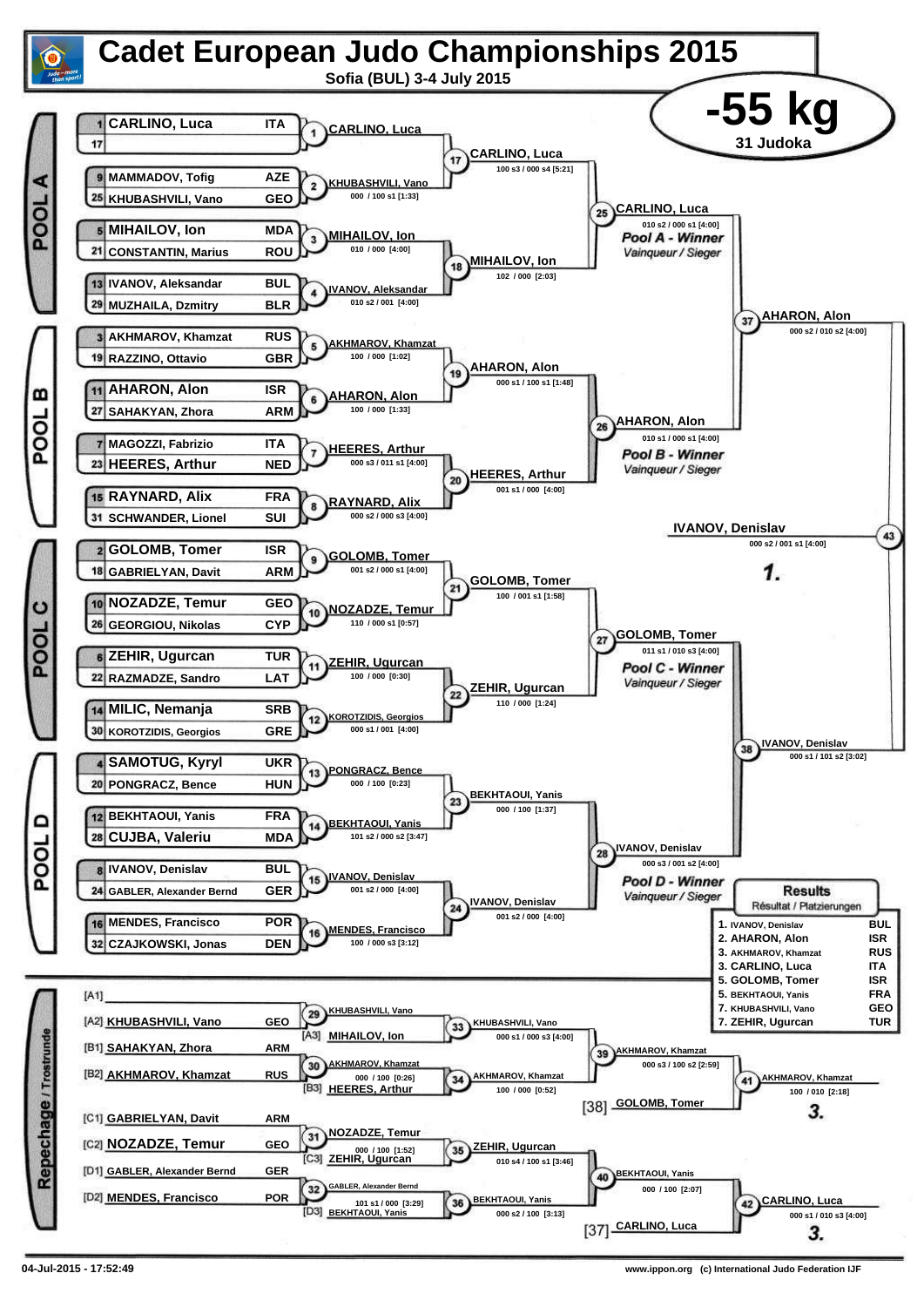# Cadet European Judo Championships 2015

**Sofia (BUL) 3-4 July 2015**

## -55 kg

**31 Judoka**

### POOL A

| Seed | Name | Country |
|---|---|---|
| 1 | CARLINO, Luca | ITA |
| 17 | | |
| 9 | MAMMADOV, Tofig | AZE |
| 25 | KHUBASHVILI, Vano | GEO |
| 5 | MIHAILOV, Ion | MDA |
| 21 | CONSTANTIN, Marius | ROU |
| 13 | IVANOV, Aleksandar | BUL |
| 29 | MUZHAILA, Dzmitry | BLR |

- (1) CARLINO, Luca
- (2) KHUBASHVILI, Vano — 000 / 100 s1 [1:33]
- (3) MIHAILOV, Ion — 010 / 000 [4:00]
- (4) IVANOV, Aleksandar — 010 s2 / 001 [4:00]
- (17) CARLINO, Luca — 100 s3 / 000 s4 [5:21]
- (18) MIHAILOV, Ion — 102 / 000 [2:03]
- (25) CARLINO, Luca — 010 s2 / 000 s1 [4:00] — *Pool A - Winner / Vainqueur / Sieger*

### POOL B

| Seed | Name | Country |
|---|---|---|
| 3 | AKHMAROV, Khamzat | RUS |
| 19 | RAZZINO, Ottavio | GBR |
| 11 | AHARON, Alon | ISR |
| 27 | SAHAKYAN, Zhora | ARM |
| 7 | MAGOZZI, Fabrizio | ITA |
| 23 | HEERES, Arthur | NED |
| 15 | RAYNARD, Alix | FRA |
| 31 | SCHWANDER, Lionel | SUI |

- (5) AKHMAROV, Khamzat — 100 / 000 [1:02]
- (6) AHARON, Alon — 100 / 000 [1:33]
- (7) HEERES, Arthur — 000 s3 / 011 s1 [4:00]
- (8) RAYNARD, Alix — 000 s2 / 000 s3 [4:00]
- (19) AHARON, Alon — 000 s1 / 100 s1 [1:48]
- (20) HEERES, Arthur — 001 s1 / 000 [4:00]
- (26) AHARON, Alon — 010 s1 / 000 s1 [4:00] — *Pool B - Winner / Vainqueur / Sieger*
- (37) AHARON, Alon — 000 s2 / 010 s2 [4:00]

### POOL C

| Seed | Name | Country |
|---|---|---|
| 2 | GOLOMB, Tomer | ISR |
| 18 | GABRIELYAN, Davit | ARM |
| 10 | NOZADZE, Temur | GEO |
| 26 | GEORGIOU, Nikolas | CYP |
| 6 | ZEHIR, Ugurcan | TUR |
| 22 | RAZMADZE, Sandro | LAT |
| 14 | MILIC, Nemanja | SRB |
| 30 | KOROTZIDIS, Georgios | GRE |

- (9) GOLOMB, Tomer — 001 s2 / 000 s1 [4:00]
- (10) NOZADZE, Temur — 110 / 000 s1 [0:57]
- (11) ZEHIR, Ugurcan — 100 / 000 [0:30]
- (12) KOROTZIDIS, Georgios — 000 s1 / 001 [4:00]
- (21) GOLOMB, Tomer — 100 / 001 s1 [1:58]
- (22) ZEHIR, Ugurcan — 110 / 000 [1:24]
- (27) GOLOMB, Tomer — 011 s1 / 010 s3 [4:00] — *Pool C - Winner / Vainqueur / Sieger*

### POOL D

| Seed | Name | Country |
|---|---|---|
| 4 | SAMOTUG, Kyryl | UKR |
| 20 | PONGRACZ, Bence | HUN |
| 12 | BEKHTAOUI, Yanis | FRA |
| 28 | CUJBA, Valeriu | MDA |
| 8 | IVANOV, Denislav | BUL |
| 24 | GABLER, Alexander Bernd | GER |
| 16 | MENDES, Francisco | POR |
| 32 | CZAJKOWSKI, Jonas | DEN |

- (13) PONGRACZ, Bence — 000 / 100 [0:23]
- (14) BEKHTAOUI, Yanis — 101 s2 / 000 s2 [3:47]
- (15) IVANOV, Denislav — 001 s2 / 000 [4:00]
- (16) MENDES, Francisco — 100 / 000 s3 [3:12]
- (23) BEKHTAOUI, Yanis — 000 / 100 [1:37]
- (24) IVANOV, Denislav — 001 s2 / 000 [4:00]
- (28) IVANOV, Denislav — 000 s3 / 001 s2 [4:00] — *Pool D - Winner / Vainqueur / Sieger*
- (38) IVANOV, Denislav — 000 s1 / 101 s2 [3:02]

### Final

- (43) IVANOV, Denislav — 000 s2 / 001 s1 [4:00] — **1.**

### Repechage / Trostrunde

- [A1]
- [A2] KHUBASHVILI, Vano — GEO
- [B1] SAHAKYAN, Zhora — ARM
- [B2] AKHMAROV, Khamzat — RUS
- [C1] GABRIELYAN, Davit — ARM
- [C2] NOZADZE, Temur — GEO
- [D1] GABLER, Alexander Bernd — GER
- [D2] MENDES, Francisco — POR

- (29) KHUBASHVILI, Vano
- (30) AKHMAROV, Khamzat — 000 / 100 [0:26]
- (31) NOZADZE, Temur — 000 / 100 [1:52]
- (32) GABLER, Alexander Bernd — 101 s1 / 000 [3:29]
- (33) KHUBASHVILI, Vano vs [A3] MIHAILOV, Ion — 000 s1 / 000 s3 [4:00]
- (34) AKHMAROV, Khamzat vs [B3] HEERES, Arthur — 100 / 000 [0:52]
- (35) ZEHIR, Ugurcan vs [C3] ZEHIR, Ugurcan — 010 s4 / 100 s1 [3:46]
- (36) BEKHTAOUI, Yanis vs [D3] BEKHTAOUI, Yanis — 000 s2 / 100 [3:13]
- (39) AKHMAROV, Khamzat — 000 s3 / 100 s2 [2:59]
- (40) BEKHTAOUI, Yanis — 000 / 100 [2:07]
- (41) AKHMAROV, Khamzat vs [38] GOLOMB, Tomer — 100 / 010 [2:18] — **3.**
- (42) CARLINO, Luca vs [37] CARLINO, Luca — 000 s1 / 010 s3 [4:00] — **3.**

### Results / Résultat / Platzierungen

| Place | Name | Country |
|---|---|---|
| 1. | IVANOV, Denislav | BUL |
| 2. | AHARON, Alon | ISR |
| 3. | AKHMAROV, Khamzat | RUS |
| 3. | CARLINO, Luca | ITA |
| 5. | GOLOMB, Tomer | ISR |
| 5. | BEKHTAOUI, Yanis | FRA |
| 7. | KHUBASHVILI, Vano | GEO |
| 7. | ZEHIR, Ugurcan | TUR |

04-Jul-2015 - 17:52:49

www.ippon.org (c) International Judo Federation IJF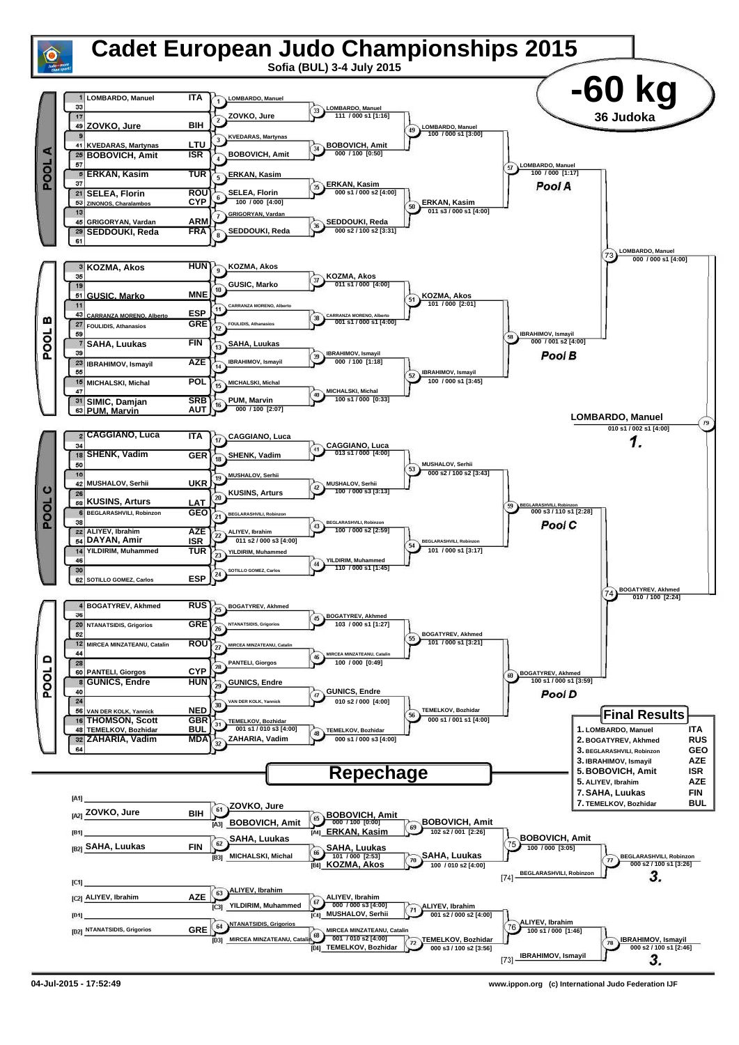# Cadet European Judo Championships 2015

**Sofia (BUL) 3-4 July 2015**

## -60 kg

**36 Judoka**

## POOL A

| Seed | Athlete | Nation |
|---|---|---|
| 1 | LOMBARDO, Manuel | ITA |
| 33 | | |
| 17 | | |
| 49 | ZOVKO, Jure | BIH |
| 9 | | |
| 41 | KVEDARAS, Martynas | LTU |
| 25 | BOBOVICH, Amit | ISR |
| 57 | | |
| 5 | ERKAN, Kasim | TUR |
| 37 | | |
| 21 | SELEA, Florin | ROU |
| 53 | ZINONOS, Charalambos | CYP |
| 13 | | |
| 45 | GRIGORYAN, Vardan | ARM |
| 29 | SEDDOUKI, Reda | FRA |
| 61 | | |

- (1) LOMBARDO, Manuel
- (2) ZOVKO, Jure
- (3) KVEDARAS, Martynas
- (4) BOBOVICH, Amit
- (5) ERKAN, Kasim
- (6) SELEA, Florin — 100 / 000 [4:00]
- (7) GRIGORYAN, Vardan
- (8) SEDDOUKI, Reda
- (33) LOMBARDO, Manuel — 111 / 000 s1 [1:16]
- (34) BOBOVICH, Amit — 000 / 100 [0:50]
- (35) ERKAN, Kasim — 000 s1 / 000 s2 [4:00]
- (36) SEDDOUKI, Reda — 000 s2 / 100 s2 [3:31]
- (49) LOMBARDO, Manuel — 100 / 000 s1 [3:00]
- (50) ERKAN, Kasim — 011 s3 / 000 s1 [4:00]
- (57) LOMBARDO, Manuel — 100 / 000 [1:17] — **Pool A**

## POOL B

| Seed | Athlete | Nation |
|---|---|---|
| 3 | KOZMA, Akos | HUN |
| 35 | | |
| 19 | | |
| 51 | GUSIC, Marko | MNE |
| 11 | | |
| 43 | CARRANZA MORENO, Alberto | ESP |
| 27 | FOULIDIS, Athanasios | GRE |
| 59 | | |
| 7 | SAHA, Luukas | FIN |
| 39 | | |
| 23 | IBRAHIMOV, Ismayil | AZE |
| 55 | | |
| 15 | MICHALSKI, Michal | POL |
| 47 | | |
| 31 | SIMIC, Damjan | SRB |
| 63 | PUM, Marvin | AUT |

- (9) KOZMA, Akos
- (10) GUSIC, Marko
- (11) CARRANZA MORENO, Alberto
- (12) FOULIDIS, Athanasios
- (13) SAHA, Luukas
- (14) IBRAHIMOV, Ismayil
- (15) MICHALSKI, Michal
- (16) PUM, Marvin — 000 / 100 [2:07]
- (37) KOZMA, Akos — 011 s1 / 000 [4:00]
- (38) CARRANZA MORENO, Alberto — 001 s1 / 000 s1 [4:00]
- (39) IBRAHIMOV, Ismayil — 000 / 100 [1:18]
- (40) MICHALSKI, Michal — 100 s1 / 000 [0:33]
- (51) KOZMA, Akos — 101 / 000 [2:01]
- (52) IBRAHIMOV, Ismayil — 100 / 000 s1 [3:45]
- (58) IBRAHIMOV, Ismayil — 000 / 001 s2 [4:00] — **Pool B**

## POOL C

| Seed | Athlete | Nation |
|---|---|---|
| 2 | CAGGIANO, Luca | ITA |
| 34 | | |
| 18 | SHENK, Vadim | GER |
| 50 | | |
| 10 | | |
| 42 | MUSHALOV, Serhii | UKR |
| 26 | | |
| 58 | KUSINS, Arturs | LAT |
| 6 | BEGLARASHVILI, Robinzon | GEO |
| 38 | | |
| 22 | ALIYEV, Ibrahim | AZE |
| 54 | DAYAN, Amir | ISR |
| 14 | YILDIRIM, Muhammed | TUR |
| 46 | | |
| 30 | | |
| 62 | SOTILLO GOMEZ, Carlos | ESP |

- (17) CAGGIANO, Luca
- (18) SHENK, Vadim
- (19) MUSHALOV, Serhii
- (20) KUSINS, Arturs
- (21) BEGLARASHVILI, Robinzon
- (22) ALIYEV, Ibrahim — 011 s2 / 000 s3 [4:00]
- (23) YILDIRIM, Muhammed
- (24) SOTILLO GOMEZ, Carlos
- (41) CAGGIANO, Luca — 013 s1 / 000 [4:00]
- (42) MUSHALOV, Serhii — 100 / 000 s3 [3:13]
- (43) BEGLARASHVILI, Robinzon — 100 / 000 s2 [2:59]
- (44) YILDIRIM, Muhammed — 110 / 000 s1 [1:45]
- (53) MUSHALOV, Serhii — 000 s2 / 100 s2 [3:43]
- (54) BEGLARASHVILI, Robinzon — 101 / 000 s1 [3:17]
- (59) BEGLARASHVILI, Robinzon — 000 s3 / 110 s1 [2:28] — **Pool C**

## POOL D

| Seed | Athlete | Nation |
|---|---|---|
| 4 | BOGATYREV, Akhmed | RUS |
| 36 | | |
| 20 | NTANATSIDIS, Grigorios | GRE |
| 52 | | |
| 12 | MIRCEA MINZATEANU, Catalin | ROU |
| 44 | | |
| 28 | | |
| 60 | PANTELI, Giorgos | CYP |
| 8 | GUNICS, Endre | HUN |
| 40 | | |
| 24 | | |
| 56 | VAN DER KOLK, Yannick | NED |
| 16 | THOMSON, Scott | GBR |
| 48 | TEMELKOV, Bozhidar | BUL |
| 32 | ZAHARIA, Vadim | MDA |
| 64 | | |

- (25) BOGATYREV, Akhmed
- (26) NTANATSIDIS, Grigorios
- (27) MIRCEA MINZATEANU, Catalin
- (28) PANTELI, Giorgos
- (29) GUNICS, Endre
- (30) VAN DER KOLK, Yannick
- (31) TEMELKOV, Bozhidar — 001 s1 / 010 s3 [4:00]
- (32) ZAHARIA, Vadim
- (45) BOGATYREV, Akhmed — 103 / 000 s1 [1:27]
- (46) MIRCEA MINZATEANU, Catalin — 100 / 000 [0:49]
- (47) GUNICS, Endre — 010 s2 / 000 [4:00]
- (48) TEMELKOV, Bozhidar — 000 s1 / 000 s3 [4:00]
- (55) BOGATYREV, Akhmed — 101 / 000 s1 [3:21]
- (56) TEMELKOV, Bozhidar — 000 s1 / 001 s1 [4:00]
- (60) BOGATYREV, Akhmed — 100 s1 / 000 s1 [3:59] — **Pool D**

## Semi-finals and Final

- (73) LOMBARDO, Manuel — 000 / 000 s1 [4:00]
- (74) BOGATYREV, Akhmed — 010 / 100 [2:24]
- (79) **LOMBARDO, Manuel** — 010 s1 / 002 s1 [4:00] — **1.**

## Final Results

| Place | Athlete | Nation |
|---|---|---|
| 1. | LOMBARDO, Manuel | ITA |
| 2. | BOGATYREV, Akhmed | RUS |
| 3. | BEGLARASHVILI, Robinzon | GEO |
| 3. | IBRAHIMOV, Ismayil | AZE |
| 5. | BOBOVICH, Amit | ISR |
| 5. | ALIYEV, Ibrahim | AZE |
| 7. | SAHA, Luukas | FIN |
| 7. | TEMELKOV, Bozhidar | BUL |

## Repechage

- [A1]
- [A2] ZOVKO, Jure — BIH
- [B1]
- [B2] SAHA, Luukas — FIN
- [C1]
- [C2] ALIYEV, Ibrahim — AZE
- [D1]
- [D2] NTANATSIDIS, Grigorios — GRE

- (61) ZOVKO, Jure vs [A3] BOBOVICH, Amit
- (62) SAHA, Luukas vs [B3] MICHALSKI, Michal
- (63) ALIYEV, Ibrahim vs [C3] YILDIRIM, Muhammed
- (64) NTANATSIDIS, Grigorios vs [D3] MIRCEA MINZATEANU, Catalin
- (65) BOBOVICH, Amit — 000 / 100 [0:00] vs [A4] ERKAN, Kasim
- (66) SAHA, Luukas — 101 / 000 [2:53] vs [B4] KOZMA, Akos
- (67) ALIYEV, Ibrahim — 000 / 000 s3 [4:00] vs [C4] MUSHALOV, Serhii
- (68) MIRCEA MINZATEANU, Catalin — 001 / 010 s2 [4:00] vs [D4] TEMELKOV, Bozhidar
- (69) BOBOVICH, Amit — 102 s2 / 001 [2:26]
- (70) SAHA, Luukas — 100 / 010 s2 [4:00]
- (71) ALIYEV, Ibrahim — 001 s2 / 000 s2 [4:00]
- (72) TEMELKOV, Bozhidar — 000 s3 / 100 s2 [3:56]
- (75) BOBOVICH, Amit — 100 / 000 [3:05]
- (76) ALIYEV, Ibrahim — 100 s1 / 000 [1:46]
- [74] BEGLARASHVILI, Robinzon
- [73] IBRAHIMOV, Ismayil
- (77) BEGLARASHVILI, Robinzon — 000 s2 / 100 s1 [3:26] — **3.**
- (78) IBRAHIMOV, Ismayil — 000 s2 / 100 s1 [2:46] — **3.**

04-Jul-2015 - 17:52:49

www.ippon.org (c) International Judo Federation IJF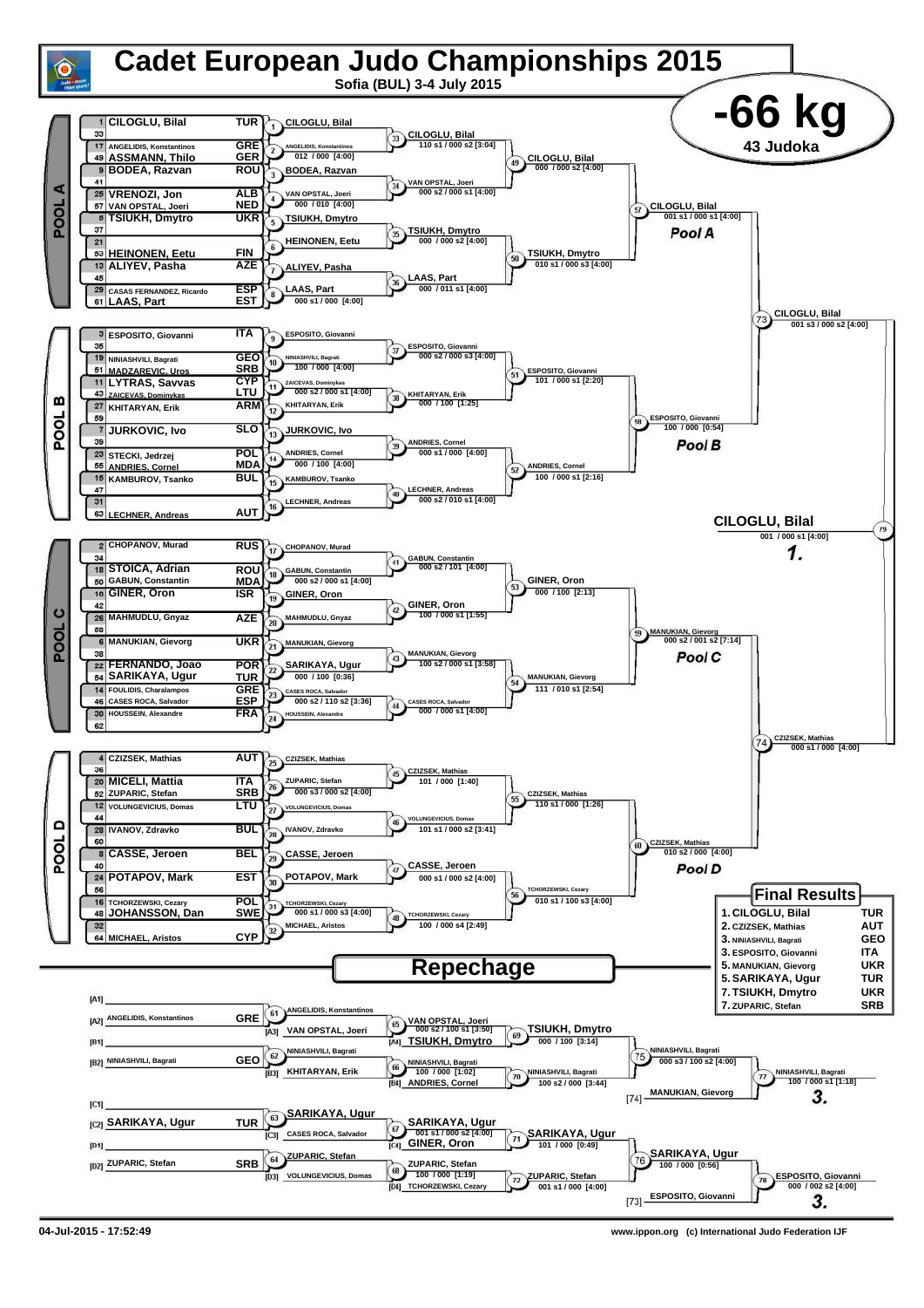# Cadet European Judo Championships 2015

**Sofia (BUL) 3-4 July 2015**

## -66 kg

**43 Judoka**

## POOL A

| Seed | Name | Nation |
|---|---|---|
| 1 | CILOGLU, Bilal | TUR |
| 33 | | |
| 17 | ANGELIDIS, Konstantinos | GRE |
| 49 | ASSMANN, Thilo | GER |
| 9 | BODEA, Razvan | ROU |
| 41 | | |
| 25 | VRENOZI, Jon | ALB |
| 57 | VAN OPSTAL, Joeri | NED |
| 5 | TSIUKH, Dmytro | UKR |
| 37 | | |
| 21 | | |
| 53 | HEINONEN, Eetu | FIN |
| 13 | ALIYEV, Pasha | AZE |
| 45 | | |
| 29 | CASAS FERNANDEZ, Ricardo | ESP |
| 61 | LAAS, Part | EST |

- (1) CILOGLU, Bilal
- (2) ANGELIDIS, Konstantinos — 012 / 000 [4:00]
- (3) BODEA, Razvan
- (4) VAN OPSTAL, Joeri — 000 / 010 [4:00]
- (5) TSIUKH, Dmytro
- (6) HEINONEN, Eetu
- (7) ALIYEV, Pasha
- (8) LAAS, Part — 000 s1 / 000 [4:00]
- (33) CILOGLU, Bilal — 110 s1 / 000 s2 [3:04]
- (34) VAN OPSTAL, Joeri — 000 s2 / 000 s1 [4:00]
- (35) TSIUKH, Dmytro — 000 / 000 s2 [4:00]
- (36) LAAS, Part — 000 / 011 s1 [4:00]
- (49) CILOGLU, Bilal — 000 / 000 s2 [4:00]
- (50) TSIUKH, Dmytro — 010 s1 / 000 s3 [4:00]
- (57) CILOGLU, Bilal — 001 s1 / 000 s1 [4:00] — **Pool A**

## POOL B

| Seed | Name | Nation |
|---|---|---|
| 3 | ESPOSITO, Giovanni | ITA |
| 35 | | |
| 19 | NINIASHVILI, Bagrati | GEO |
| 51 | MADZAREVIC, Uros | SRB |
| 11 | LYTRAS, Savvas | CYP |
| 43 | ZAICEVAS, Dominykas | LTU |
| 27 | KHITARYAN, Erik | ARM |
| 59 | | |
| 7 | JURKOVIC, Ivo | SLO |
| 39 | | |
| 23 | STECKI, Jedrzej | POL |
| 55 | ANDRIES, Cornel | MDA |
| 15 | KAMBUROV, Tsanko | BUL |
| 47 | | |
| 31 | | |
| 63 | LECHNER, Andreas | AUT |

- (9) ESPOSITO, Giovanni
- (10) NINIASHVILI, Bagrati — 100 / 000 [4:00]
- (11) ZAICEVAS, Dominykas — 000 s2 / 000 s1 [4:00]
- (12) KHITARYAN, Erik
- (13) JURKOVIC, Ivo
- (14) ANDRIES, Cornel — 000 / 100 [4:00]
- (15) KAMBUROV, Tsanko
- (16) LECHNER, Andreas
- (37) ESPOSITO, Giovanni — 000 s2 / 000 s3 [4:00]
- (38) KHITARYAN, Erik — 000 / 100 [1:25]
- (39) ANDRIES, Cornel — 000 s1 / 000 [4:00]
- (40) LECHNER, Andreas — 000 s2 / 010 s1 [4:00]
- (51) ESPOSITO, Giovanni — 101 / 000 s1 [2:20]
- (52) ANDRIES, Cornel — 100 / 000 s1 [2:16]
- (58) ESPOSITO, Giovanni — 100 / 000 [0:54] — **Pool B**

- (73) CILOGLU, Bilal — 001 s3 / 000 s2 [4:00]

## POOL C

| Seed | Name | Nation |
|---|---|---|
| 2 | CHOPANOV, Murad | RUS |
| 34 | | |
| 18 | STOICA, Adrian | ROU |
| 50 | GABUN, Constantin | MDA |
| 10 | GINER, Oron | ISR |
| 42 | | |
| 26 | MAHMUDLU, Gnyaz | AZE |
| 58 | | |
| 6 | MANUKIAN, Gievorg | UKR |
| 38 | | |
| 22 | FERNANDO, Joao | POR |
| 54 | SARIKAYA, Ugur | TUR |
| 14 | FOULIDIS, Charalampos | GRE |
| 46 | CASES ROCA, Salvador | ESP |
| 30 | HOUSSEIN, Alexandre | FRA |
| 62 | | |

- (17) CHOPANOV, Murad
- (18) GABUN, Constantin — 000 s2 / 000 s1 [4:00]
- (19) GINER, Oron
- (20) MAHMUDLU, Gnyaz
- (21) MANUKIAN, Gievorg
- (22) SARIKAYA, Ugur — 000 / 100 [0:36]
- (23) CASES ROCA, Salvador — 000 s2 / 110 s2 [3:36]
- (24) HOUSSEIN, Alexandre
- (41) GABUN, Constantin — 000 s2 / 101 [4:00]
- (42) GINER, Oron — 100 / 000 s1 [1:55]
- (43) MANUKIAN, Gievorg — 100 s2 / 000 s1 [3:58]
- (44) CASES ROCA, Salvador — 000 / 000 s1 [4:00]
- (53) GINER, Oron — 000 / 100 [2:13]
- (54) MANUKIAN, Gievorg — 111 / 010 s1 [2:54]
- (59) MANUKIAN, Gievorg — 000 s2 / 001 s2 [7:14] — **Pool C**

## POOL D

| Seed | Name | Nation |
|---|---|---|
| 4 | CZIZSEK, Mathias | AUT |
| 36 | | |
| 20 | MICELI, Mattia | ITA |
| 52 | ZUPARIC, Stefan | SRB |
| 12 | VOLUNGEVICIUS, Domas | LTU |
| 44 | | |
| 28 | IVANOV, Zdravko | BUL |
| 60 | | |
| 8 | CASSE, Jeroen | BEL |
| 40 | | |
| 24 | POTAPOV, Mark | EST |
| 56 | | |
| 16 | TCHORZEWSKI, Cezary | POL |
| 48 | JOHANSSON, Dan | SWE |
| 32 | | |
| 64 | MICHAEL, Aristos | CYP |

- (25) CZIZSEK, Mathias
- (26) ZUPARIC, Stefan — 000 s3 / 000 s2 [4:00]
- (27) VOLUNGEVICIUS, Domas
- (28) IVANOV, Zdravko
- (29) CASSE, Jeroen
- (30) POTAPOV, Mark
- (31) TCHORZEWSKI, Cezary — 000 s1 / 000 s3 [4:00]
- (32) MICHAEL, Aristos
- (45) CZIZSEK, Mathias — 101 / 000 [1:40]
- (46) VOLUNGEVICIUS, Domas — 101 s1 / 000 s2 [3:41]
- (47) CASSE, Jeroen — 000 s1 / 000 s2 [4:00]
- (48) TCHORZEWSKI, Cezary — 100 / 000 s4 [2:49]
- (55) CZIZSEK, Mathias — 110 s1 / 000 [1:26]
- (56) TCHORZEWSKI, Cezary — 010 s1 / 100 s3 [4:00]
- (60) CZIZSEK, Mathias — 010 s2 / 000 [4:00] — **Pool D**

- (74) CZIZSEK, Mathias — 000 s1 / 000 [4:00]

**Final (79): CILOGLU, Bilal — 001 / 000 s1 [4:00] — 1.**

## Final Results

| Place | Name | Nation |
|---|---|---|
| 1. | CILOGLU, Bilal | TUR |
| 2. | CZIZSEK, Mathias | AUT |
| 3. | NINIASHVILI, Bagrati | GEO |
| 3. | ESPOSITO, Giovanni | ITA |
| 5. | MANUKIAN, Gievorg | UKR |
| 5. | SARIKAYA, Ugur | TUR |
| 7. | TSIUKH, Dmytro | UKR |
| 7. | ZUPARIC, Stefan | SRB |

## Repechage

- [A1] —
- [A2] ANGELIDIS, Konstantinos (GRE)
- (61) ANGELIDIS, Konstantinos vs [A3] VAN OPSTAL, Joeri
- (65) VAN OPSTAL, Joeri — 000 s2 / 100 s1 [3:50] vs [A4] TSIUKH, Dmytro
- (69) TSIUKH, Dmytro — 000 / 100 [3:14]
- [B1] —
- [B2] NINIASHVILI, Bagrati (GEO)
- (62) NINIASHVILI, Bagrati vs [B3] KHITARYAN, Erik
- (66) NINIASHVILI, Bagrati — 100 / 000 [1:02] vs [B4] ANDRIES, Cornel
- (70) NINIASHVILI, Bagrati — 100 s2 / 000 s1 [3:44]
- (75) NINIASHVILI, Bagrati — 000 s3 / 100 s2 [4:00]
- [74] MANUKIAN, Gievorg
- (77) NINIASHVILI, Bagrati — 100 / 000 s1 [1:18] — **3.**
- [C1] —
- [C2] SARIKAYA, Ugur (TUR)
- (63) SARIKAYA, Ugur vs [C3] CASES ROCA, Salvador
- (67) SARIKAYA, Ugur — 001 s1 / 000 s2 [4:00] vs [C4] GINER, Oron
- (71) SARIKAYA, Ugur — 101 / 000 [0:49]
- [D1] —
- [D2] ZUPARIC, Stefan (SRB)
- (64) ZUPARIC, Stefan vs [D3] VOLUNGEVICIUS, Domas
- (68) ZUPARIC, Stefan — 100 / 000 [1:19] vs [D4] TCHORZEWSKI, Cezary
- (72) ZUPARIC, Stefan — 001 s1 / 000 [4:00]
- (76) SARIKAYA, Ugur — 100 / 000 [0:56]
- [73] ESPOSITO, Giovanni
- (78) ESPOSITO, Giovanni — 000 / 002 s2 [4:00] — **3.**

04-Jul-2015 - 17:52:49

www.ippon.org (c) International Judo Federation IJF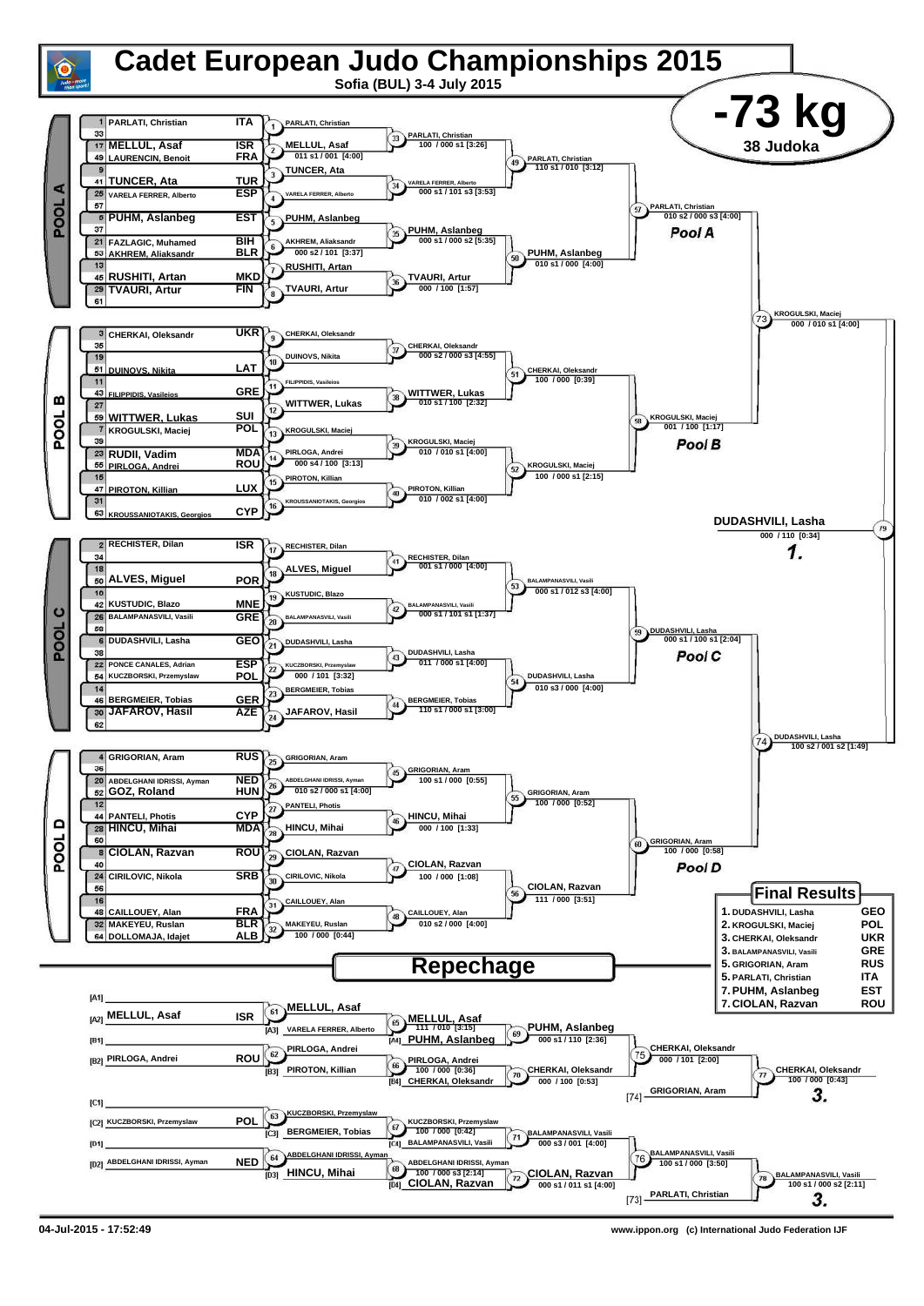# Cadet European Judo Championships 2015

**Sofia (BUL) 3-4 July 2015**

## -73 kg

**38 Judoka**

## POOL A

| Seed | Name | Country |
|---|---|---|
| 1 | PARLATI, Christian | ITA |
| 33 | | |
| 17 | MELLUL, Asaf | ISR |
| 49 | LAURENCIN, Benoit | FRA |
| 9 | | |
| 41 | TUNCER, Ata | TUR |
| 25 | VARELA FERRER, Alberto | ESP |
| 57 | | |
| 5 | PUHM, Aslanbeg | EST |
| 37 | | |
| 21 | FAZLAGIC, Muhamed | BIH |
| 53 | AKHREM, Aliaksandr | BLR |
| 13 | | |
| 45 | RUSHITI, Artan | MKD |
| 29 | TVAURI, Artur | FIN |
| 61 | | |

- 1: PARLATI, Christian
- 2: MELLUL, Asaf — 011 s1 / 001 [4:00]
- 3: TUNCER, Ata
- 4: VARELA FERRER, Alberto
- 5: PUHM, Aslanbeg
- 6: AKHREM, Aliaksandr — 000 s2 / 101 [3:37]
- 7: RUSHITI, Artan
- 8: TVAURI, Artur
- 33: PARLATI, Christian — 100 / 000 s1 [3:26]
- 34: VARELA FERRER, Alberto — 000 s1 / 101 s3 [3:53]
- 35: PUHM, Aslanbeg — 000 s1 / 000 s2 [5:35]
- 36: TVAURI, Artur — 000 / 100 [1:57]
- 49: PARLATI, Christian — 110 s1 / 010 [3:12]
- 50: PUHM, Aslanbeg — 010 s1 / 000 [4:00]
- 57: PARLATI, Christian — 010 s2 / 000 s3 [4:00] — **Pool A**

## POOL B

| Seed | Name | Country |
|---|---|---|
| 3 | CHERKAI, Oleksandr | UKR |
| 35 | | |
| 19 | | |
| 51 | DUINOVS, Nikita | LAT |
| 11 | | |
| 43 | FILIPPIDIS, Vasileios | GRE |
| 27 | | |
| 59 | WITTWER, Lukas | SUI |
| 7 | KROGULSKI, Maciej | POL |
| 39 | | |
| 23 | RUDII, Vadim | MDA |
| 55 | PIRLOGA, Andrei | ROU |
| 15 | | |
| 47 | PIROTON, Killian | LUX |
| 31 | | |
| 63 | KROUSSANIOTAKIS, Georgios | CYP |

- 9: CHERKAI, Oleksandr
- 10: DUINOVS, Nikita
- 11: FILIPPIDIS, Vasileios
- 12: WITTWER, Lukas
- 13: KROGULSKI, Maciej
- 14: PIRLOGA, Andrei — 000 s4 / 100 [3:13]
- 15: PIROTON, Killian
- 16: KROUSSANIOTAKIS, Georgios
- 37: CHERKAI, Oleksandr — 000 s2 / 000 s3 [4:55]
- 38: WITTWER, Lukas — 010 s1 / 100 [2:32]
- 39: KROGULSKI, Maciej — 010 / 010 s1 [4:00]
- 40: PIROTON, Killian — 010 / 002 s1 [4:00]
- 51: CHERKAI, Oleksandr — 100 / 000 [0:39]
- 52: KROGULSKI, Maciej — 100 / 000 s1 [2:15]
- 58: KROGULSKI, Maciej — 001 / 100 [1:17] — **Pool B**

## POOL C

| Seed | Name | Country |
|---|---|---|
| 2 | RECHISTER, Dilan | ISR |
| 34 | | |
| 18 | | |
| 50 | ALVES, Miguel | POR |
| 10 | | |
| 42 | KUSTUDIC, Blazo | MNE |
| 26 | BALAMPANASVILI, Vasili | GRE |
| 58 | | |
| 6 | DUDASHVILI, Lasha | GEO |
| 38 | | |
| 22 | PONCE CANALES, Adrian | ESP |
| 54 | KUCZBORSKI, Przemyslaw | POL |
| 14 | | |
| 46 | BERGMEIER, Tobias | GER |
| 30 | JAFAROV, Hasil | AZE |
| 62 | | |

- 17: RECHISTER, Dilan
- 18: ALVES, Miguel
- 19: KUSTUDIC, Blazo
- 20: BALAMPANASVILI, Vasili
- 21: DUDASHVILI, Lasha
- 22: KUCZBORSKI, Przemyslaw — 000 / 101 [3:32]
- 23: BERGMEIER, Tobias
- 24: JAFAROV, Hasil
- 41: RECHISTER, Dilan — 001 s1 / 000 [4:00]
- 42: BALAMPANASVILI, Vasili — 000 s1 / 101 s1 [1:37]
- 43: DUDASHVILI, Lasha — 011 / 000 s1 [4:00]
- 44: BERGMEIER, Tobias — 110 s1 / 000 s1 [3:00]
- 53: BALAMPANASVILI, Vasili — 000 s1 / 012 s3 [4:00]
- 54: DUDASHVILI, Lasha — 010 s3 / 000 [4:00]
- 59: DUDASHVILI, Lasha — 000 s1 / 100 s1 [2:04] — **Pool C**

## POOL D

| Seed | Name | Country |
|---|---|---|
| 4 | GRIGORIAN, Aram | RUS |
| 36 | | |
| 20 | ABDELGHANI IDRISSI, Ayman | NED |
| 52 | GOZ, Roland | HUN |
| 12 | | |
| 44 | PANTELI, Photis | CYP |
| 28 | HINCU, Mihai | MDA |
| 60 | | |
| 8 | CIOLAN, Razvan | ROU |
| 40 | | |
| 24 | CIRILOVIC, Nikola | SRB |
| 56 | | |
| 16 | | |
| 48 | CAILLOUEY, Alan | FRA |
| 32 | MAKEYEU, Ruslan | BLR |
| 64 | DOLLOMAJA, Idajet | ALB |

- 25: GRIGORIAN, Aram
- 26: ABDELGHANI IDRISSI, Ayman — 010 s2 / 000 s1 [4:00]
- 27: PANTELI, Photis
- 28: HINCU, Mihai
- 29: CIOLAN, Razvan
- 30: CIRILOVIC, Nikola
- 31: CAILLOUEY, Alan
- 32: MAKEYEU, Ruslan — 100 / 000 [0:44]
- 45: GRIGORIAN, Aram — 100 s1 / 000 [0:55]
- 46: HINCU, Mihai — 000 / 100 [1:33]
- 47: CIOLAN, Razvan — 100 / 000 [1:08]
- 48: CAILLOUEY, Alan — 010 s2 / 000 [4:00]
- 55: GRIGORIAN, Aram — 100 / 000 [0:52]
- 56: CIOLAN, Razvan — 111 / 000 [3:51]
- 60: GRIGORIAN, Aram — 100 / 000 [0:58] — **Pool D**

## Semi-finals and Final

- 73: KROGULSKI, Maciej — 000 / 010 s1 [4:00]
- 74: DUDASHVILI, Lasha — 100 s2 / 001 s2 [1:49]
- 79: DUDASHVILI, Lasha — 000 / 110 [0:34] — **1.**

## Repechage

- [A1]
- [A2] MELLUL, Asaf — ISR
- 61: MELLUL, Asaf
- [A3] VARELA FERRER, Alberto
- 65: MELLUL, Asaf — 111 / 010 [3:15]
- [A4] PUHM, Aslanbeg
- 69: PUHM, Aslanbeg — 000 s1 / 110 [2:36]
- [B1]
- [B2] PIRLOGA, Andrei — ROU
- 62: PIRLOGA, Andrei
- [B3] PIROTON, Killian
- 66: PIRLOGA, Andrei — 100 / 000 [0:36]
- [B4] CHERKAI, Oleksandr
- 70: CHERKAI, Oleksandr — 000 / 100 [0:53]
- 75: CHERKAI, Oleksandr — 000 / 101 [2:00]
- [74] GRIGORIAN, Aram
- 77: CHERKAI, Oleksandr — 100 / 000 [0:43] — **3.**
- [C1]
- [C2] KUCZBORSKI, Przemyslaw — POL
- 63: KUCZBORSKI, Przemyslaw
- [C3] BERGMEIER, Tobias
- 67: KUCZBORSKI, Przemyslaw — 100 / 000 [0:42]
- [C4] BALAMPANASVILI, Vasili
- 71: BALAMPANASVILI, Vasili — 000 s3 / 001 [4:00]
- [D1]
- [D2] ABDELGHANI IDRISSI, Ayman — NED
- 64: ABDELGHANI IDRISSI, Ayman
- [D3] HINCU, Mihai
- 68: ABDELGHANI IDRISSI, Ayman — 100 / 000 s3 [2:14]
- [D4] CIOLAN, Razvan
- 72: CIOLAN, Razvan — 000 s1 / 011 s1 [4:00]
- 76: BALAMPANASVILI, Vasili — 100 s1 / 000 [3:50]
- [73] PARLATI, Christian
- 78: BALAMPANASVILI, Vasili — 100 s1 / 000 s2 [2:11] — **3.**

## Final Results

| Place | Name | Country |
|---|---|---|
| 1. | DUDASHVILI, Lasha | GEO |
| 2. | KROGULSKI, Maciej | POL |
| 3. | CHERKAI, Oleksandr | UKR |
| 3. | BALAMPANASVILI, Vasili | GRE |
| 5. | GRIGORIAN, Aram | RUS |
| 5. | PARLATI, Christian | ITA |
| 7. | PUHM, Aslanbeg | EST |
| 7. | CIOLAN, Razvan | ROU |

04-Jul-2015 - 17:52:49

www.ippon.org (c) International Judo Federation IJF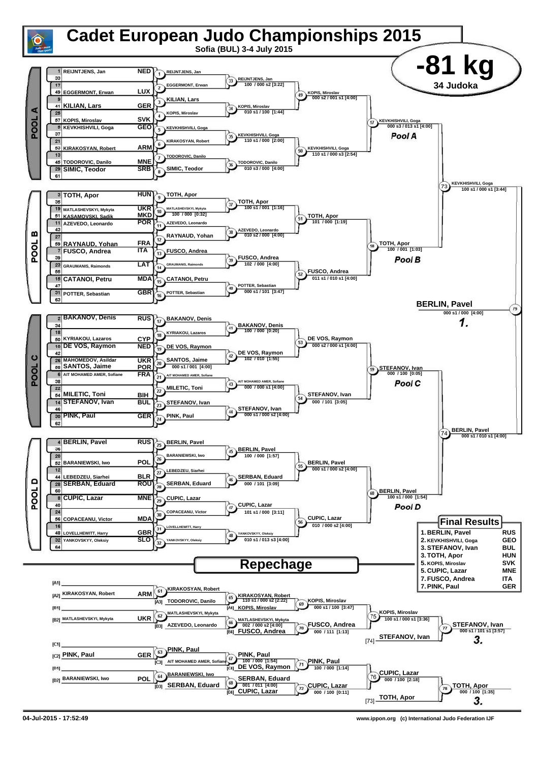# Cadet European Judo Championships 2015

Sofia (BUL) 3-4 July 2015

## -81 kg

34 Judoka

## POOL A

| Seed | Name | Country |
|---|---|---|
| 1 | REIJNTJENS, Jan | NED |
| 33 | | |
| 17 | | |
| 49 | EGGERMONT, Erwan | LUX |
| 9 | | |
| 41 | KILIAN, Lars | GER |
| 25 | | |
| 57 | KOPIS, Miroslav | SVK |
| 5 | KEVKHISHVILI, Goga | GEO |
| 37 | | |
| 21 | | |
| 53 | KIRAKOSYAN, Robert | ARM |
| 13 | | |
| 45 | TODOROVIC, Danilo | MNE |
| 29 | SIMIC, Teodor | SRB |
| 61 | | |

- Contest 1: REIJNTJENS, Jan
- Contest 2: EGGERMONT, Erwan
- Contest 3: KILIAN, Lars
- Contest 4: KOPIS, Miroslav
- Contest 5: KEVKHISHVILI, Goga
- Contest 6: KIRAKOSYAN, Robert
- Contest 7: TODOROVIC, Danilo
- Contest 8: SIMIC, Teodor
- Contest 33: REIJNTJENS, Jan — 100 / 000 s2 [3:22]
- Contest 34: KOPIS, Miroslav — 010 s1 / 100 [1:44]
- Contest 35: KEVKHISHVILI, Goga — 110 s1 / 000 [2:00]
- Contest 36: TODOROVIC, Danilo — 010 s3 / 000 [4:00]
- Contest 49: KOPIS, Miroslav — 000 s2 / 001 s1 [4:00]
- Contest 50: KEVKHISHVILI, Goga — 110 s1 / 000 s3 [2:54]
- Contest 57: KEVKHISHVILI, Goga — 000 s3 / 013 s1 [4:00]

**Pool A**

## POOL B

| Seed | Name | Country |
|---|---|---|
| 3 | TOTH, Apor | HUN |
| 35 | | |
| 19 | MATLASHEVSKYI, Mykyta | UKR |
| 51 | KASAMOVSKI, Sadik | MKD |
| 11 | AZEVEDO, Leonardo | POR |
| 43 | | |
| 27 | | |
| 59 | RAYNAUD, Yohan | FRA |
| 7 | FUSCO, Andrea | ITA |
| 39 | | |
| 23 | GRAUMANIS, Raimonds | LAT |
| 55 | | |
| 15 | CATANOI, Petru | MDA |
| 47 | | |
| 31 | POTTER, Sebastian | GBR |
| 63 | | |

- Contest 9: TOTH, Apor
- Contest 10: MATLASHEVSKYI, Mykyta — 100 / 000 [0:32]
- Contest 11: AZEVEDO, Leonardo
- Contest 12: RAYNAUD, Yohan
- Contest 13: FUSCO, Andrea
- Contest 14: GRAUMANIS, Raimonds
- Contest 15: CATANOI, Petru
- Contest 16: POTTER, Sebastian
- Contest 37: TOTH, Apor — 100 s1 / 001 [1:16]
- Contest 38: AZEVEDO, Leonardo — 010 s2 / 000 [4:00]
- Contest 39: FUSCO, Andrea — 102 / 000 [4:00]
- Contest 40: POTTER, Sebastian — 000 s1 / 101 [3:47]
- Contest 51: TOTH, Apor — 101 / 000 [1:19]
- Contest 52: FUSCO, Andrea — 011 s1 / 010 s1 [4:00]
- Contest 58: TOTH, Apor — 100 / 001 [1:03]

**Pool B**

## POOL C

| Seed | Name | Country |
|---|---|---|
| 2 | BAKANOV, Denis | RUS |
| 34 | | |
| 18 | | |
| 50 | KYRIAKOU, Lazaros | CYP |
| 10 | DE VOS, Raymon | NED |
| 42 | | |
| 26 | MAHOMEDOV, Asildar | UKR |
| 58 | SANTOS, Jaime | POR |
| 6 | AIT MOHAMED AMER, Sofiane | FRA |
| 38 | | |
| 22 | | |
| 54 | MILETIC, Toni | BIH |
| 14 | STEFANOV, Ivan | BUL |
| 46 | | |
| 30 | PINK, Paul | GER |
| 62 | | |

- Contest 17: BAKANOV, Denis
- Contest 18: KYRIAKOU, Lazaros
- Contest 19: DE VOS, Raymon
- Contest 20: SANTOS, Jaime — 000 s1 / 001 [4:00]
- Contest 21: AIT MOHAMED AMER, Sofiane
- Contest 22: MILETIC, Toni
- Contest 23: STEFANOV, Ivan
- Contest 24: PINK, Paul
- Contest 41: BAKANOV, Denis — 100 / 000 [0:20]
- Contest 42: DE VOS, Raymon — 102 / 010 [1:55]
- Contest 43: AIT MOHAMED AMER, Sofiane — 000 / 000 s1 [4:00]
- Contest 44: STEFANOV, Ivan — 000 s1 / 000 s2 [4:00]
- Contest 53: DE VOS, Raymon — 000 s2 / 000 s1 [4:00]
- Contest 54: STEFANOV, Ivan — 000 / 101 [3:05]
- Contest 59: STEFANOV, Ivan — 000 / 100 [0:05]

**Pool C**

## POOL D

| Seed | Name | Country |
|---|---|---|
| 4 | BERLIN, Pavel | RUS |
| 36 | | |
| 20 | | |
| 52 | BARANIEWSKI, Iwo | POL |
| 12 | | |
| 44 | LEBEDZEU, Siarhei | BLR |
| 28 | SERBAN, Eduard | ROU |
| 60 | | |
| 8 | CUPIC, Lazar | MNE |
| 40 | | |
| 24 | | |
| 56 | COPACEANU, Victor | MDA |
| 16 | | |
| 48 | LOVELLHEWITT, Harry | GBR |
| 32 | YANKOVSKYY, Oleksiy | SLO |
| 64 | | |

- Contest 25: BERLIN, Pavel
- Contest 26: BARANIEWSKI, Iwo
- Contest 27: LEBEDZEU, Siarhei
- Contest 28: SERBAN, Eduard
- Contest 29: CUPIC, Lazar
- Contest 30: COPACEANU, Victor
- Contest 31: LOVELLHEWITT, Harry
- Contest 32: YANKOVSKYY, Oleksiy
- Contest 45: BERLIN, Pavel — 100 / 000 [1:57]
- Contest 46: SERBAN, Eduard — 000 / 101 [3:09]
- Contest 47: CUPIC, Lazar — 101 s1 / 000 [3:11]
- Contest 48: YANKOVSKYY, Oleksiy — 010 s1 / 013 s3 [4:00]
- Contest 55: BERLIN, Pavel — 000 s1 / 000 s2 [4:00]
- Contest 56: CUPIC, Lazar — 010 / 000 s2 [4:00]
- Contest 60: BERLIN, Pavel — 100 s1 / 000 [1:54]

**Pool D**

## Semi-finals and Final

- Contest 73: KEVKHISHVILI, Goga — 100 s1 / 000 s1 [3:44]
- Contest 74: BERLIN, Pavel — 000 s1 / 010 s1 [4:00]
- Contest 79: BERLIN, Pavel — 000 s1 / 000 [4:00] — **1.**

## Repechage

- [A1]
- [A2] KIRAKOSYAN, Robert — ARM
- [A3] TODOROVIC, Danilo
- [A4] KOPIS, Miroslav
- [B1]
- [B2] MATLASHEVSKYI, Mykyta — UKR
- [B3] AZEVEDO, Leonardo
- [B4] FUSCO, Andrea
- [C1]
- [C2] PINK, Paul — GER
- [C3] AIT MOHAMED AMER, Sofiane
- [C4] DE VOS, Raymon
- [D1]
- [D2] BARANIEWSKI, Iwo — POL
- [D3] SERBAN, Eduard
- [D4] CUPIC, Lazar

- Contest 61: KIRAKOSYAN, Robert
- Contest 62: MATLASHEVSKYI, Mykyta
- Contest 63: PINK, Paul
- Contest 64: BARANIEWSKI, Iwo
- Contest 65: KIRAKOSYAN, Robert — 110 s1 / 000 s2 [2:22]
- Contest 66: MATLASHEVSKYI, Mykyta — 002 / 000 s2 [4:00]
- Contest 67: PINK, Paul — 100 / 000 [1:54]
- Contest 68: SERBAN, Eduard — 001 / 011 [4:00]
- Contest 69: KOPIS, Miroslav — 000 s1 / 100 [3:47]
- Contest 70: FUSCO, Andrea — 000 / 111 [1:13]
- Contest 71: PINK, Paul — 100 / 000 [1:14]
- Contest 72: CUPIC, Lazar — 000 / 100 [0:11]
- Contest 75: KOPIS, Miroslav — 100 s1 / 000 s1 [3:36]
- Contest 76: CUPIC, Lazar — 000 / 100 [2:18]
- [74] STEFANOV, Ivan
- [73] TOTH, Apor
- Contest 77: STEFANOV, Ivan — 000 s1 / 101 s1 [3:57] — **3.**
- Contest 78: TOTH, Apor — 000 / 100 [1:35] — **3.**

## Final Results

| Place | Name | Country |
|---|---|---|
| 1. | BERLIN, Pavel | RUS |
| 2. | KEVKHISHVILI, Goga | GEO |
| 3. | STEFANOV, Ivan | BUL |
| 3. | TOTH, Apor | HUN |
| 5. | KOPIS, Miroslav | SVK |
| 5. | CUPIC, Lazar | MNE |
| 7. | FUSCO, Andrea | ITA |
| 7. | PINK, Paul | GER |

04-Jul-2015 - 17:52:49 www.ippon.org (c) International Judo Federation IJF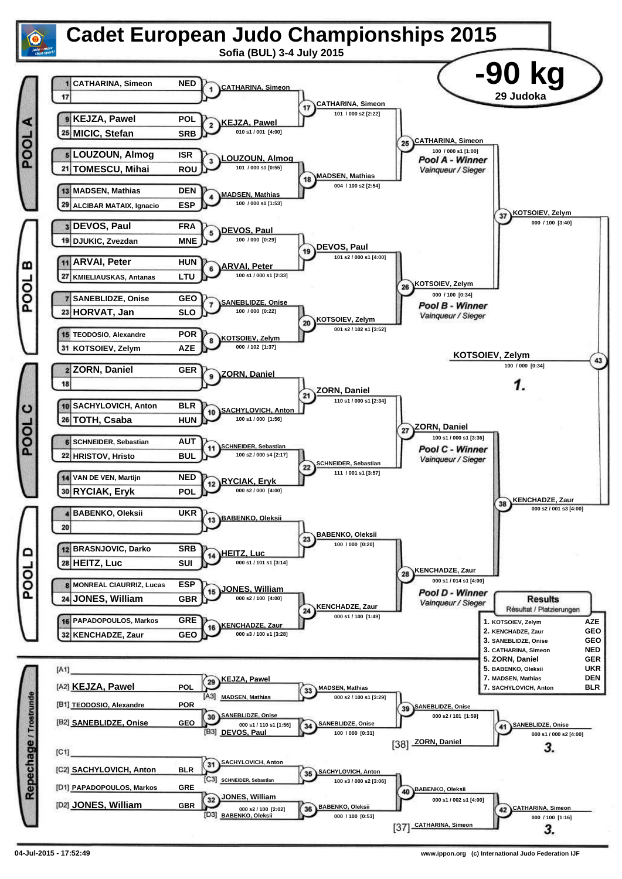# Cadet European Judo Championships 2015

**Sofia (BUL) 3-4 July 2015**

## -90 kg

**29 Judoka**

### POOL A

| Seed | Name | Country |
|---|---|---|
| 1 | CATHARINA, Simeon | NED |
| 17 | | |
| 9 | KEJZA, Pawel | POL |
| 25 | MICIC, Stefan | SRB |
| 5 | LOUZOUN, Almog | ISR |
| 21 | TOMESCU, Mihai | ROU |
| 13 | MADSEN, Mathias | DEN |
| 29 | ALCIBAR MATAIX, Ignacio | ESP |

- 1: CATHARINA, Simeon
- 2: KEJZA, Pawel — 010 s1 / 001 [4:00]
- 3: LOUZOUN, Almog — 101 / 000 s1 [0:55]
- 4: MADSEN, Mathias — 100 / 000 s1 [1:53]
- 17: CATHARINA, Simeon — 101 / 000 s2 [2:22]
- 18: MADSEN, Mathias — 004 / 100 s2 [2:54]
- 25: CATHARINA, Simeon — 100 / 000 s1 [1:00] — *Pool A - Winner* / *Vainqueur / Sieger*

### POOL B

| Seed | Name | Country |
|---|---|---|
| 3 | DEVOS, Paul | FRA |
| 19 | DJUKIC, Zvezdan | MNE |
| 11 | ARVAI, Peter | HUN |
| 27 | KMIELIAUSKAS, Antanas | LTU |
| 7 | SANEBLIDZE, Onise | GEO |
| 23 | HORVAT, Jan | SLO |
| 15 | TEODOSIO, Alexandre | POR |
| 31 | KOTSOIEV, Zelym | AZE |

- 5: DEVOS, Paul — 100 / 000 [0:29]
- 6: ARVAI, Peter — 100 s1 / 000 s1 [2:33]
- 7: SANEBLIDZE, Onise — 100 / 000 [0:22]
- 8: KOTSOIEV, Zelym — 000 / 102 [1:37]
- 19: DEVOS, Paul — 101 s2 / 000 s1 [4:00]
- 20: KOTSOIEV, Zelym — 001 s2 / 102 s1 [3:52]
- 26: KOTSOIEV, Zelym — 000 / 100 [0:34] — *Pool B - Winner* / *Vainqueur / Sieger*

- 37: KOTSOIEV, Zelym — 000 / 100 [3:40]

### POOL C

| Seed | Name | Country |
|---|---|---|
| 2 | ZORN, Daniel | GER |
| 18 | | |
| 10 | SACHYLOVICH, Anton | BLR |
| 26 | TOTH, Csaba | HUN |
| 6 | SCHNEIDER, Sebastian | AUT |
| 22 | HRISTOV, Hristo | BUL |
| 14 | VAN DE VEN, Martijn | NED |
| 30 | RYCIAK, Eryk | POL |

- 9: ZORN, Daniel
- 10: SACHYLOVICH, Anton — 100 s1 / 000 [1:56]
- 11: SCHNEIDER, Sebastian — 100 s2 / 000 s4 [2:17]
- 12: RYCIAK, Eryk — 000 s2 / 000 [4:00]
- 21: ZORN, Daniel — 110 s1 / 000 s1 [2:34]
- 22: SCHNEIDER, Sebastian — 111 / 001 s1 [3:57]
- 27: ZORN, Daniel — 100 s1 / 000 s1 [3:36] — *Pool C - Winner* / *Vainqueur / Sieger*

### POOL D

| Seed | Name | Country |
|---|---|---|
| 4 | BABENKO, Oleksii | UKR |
| 20 | | |
| 12 | BRASNJOVIC, Darko | SRB |
| 28 | HEITZ, Luc | SUI |
| 8 | MONREAL CIAURRIZ, Lucas | ESP |
| 24 | JONES, William | GBR |
| 16 | PAPADOPOULOS, Markos | GRE |
| 32 | KENCHADZE, Zaur | GEO |

- 13: BABENKO, Oleksii
- 14: HEITZ, Luc — 000 s1 / 101 s1 [3:14]
- 15: JONES, William — 000 s2 / 100 [4:00]
- 16: KENCHADZE, Zaur — 000 s3 / 100 s1 [3:28]
- 23: BABENKO, Oleksii — 100 / 000 [0:20]
- 24: KENCHADZE, Zaur — 000 s1 / 100 [1:49]
- 28: KENCHADZE, Zaur — 000 s1 / 014 s1 [4:00] — *Pool D - Winner* / *Vainqueur / Sieger*

- 38: KENCHADZE, Zaur — 000 s2 / 001 s3 [4:00]

### Final

- 43: KOTSOIEV, Zelym — 100 / 000 [0:34] — **1.**

### Repechage / Trostrunde

- [A1] —
- [A2] KEJZA, Pawel — POL
- 29: KEJZA, Pawel
- [A3] MADSEN, Mathias
- 33: MADSEN, Mathias — 000 s2 / 100 s1 [3:29]
- [B1] TEODOSIO, Alexandre — POR
- [B2] SANEBLIDZE, Onise — GEO
- 30: SANEBLIDZE, Onise — 000 s1 / 110 s1 [1:56]
- [B3] DEVOS, Paul
- 34: SANEBLIDZE, Onise — 100 / 000 [0:31]
- 39: SANEBLIDZE, Onise — 000 s2 / 101 [1:59]
- [38] ZORN, Daniel
- 41: SANEBLIDZE, Onise — 000 s1 / 000 s2 [4:00] — **3.**
- [C1] —
- [C2] SACHYLOVICH, Anton — BLR
- 31: SACHYLOVICH, Anton
- [C3] SCHNEIDER, Sebastian
- 35: SACHYLOVICH, Anton — 100 s3 / 000 s2 [3:06]
- [D1] PAPADOPOULOS, Markos — GRE
- [D2] JONES, William — GBR
- 32: JONES, William — 000 s2 / 100 [2:02]
- [D3] BABENKO, Oleksii
- 36: BABENKO, Oleksii — 000 / 100 [0:53]
- 40: BABENKO, Oleksii — 000 s1 / 002 s1 [4:00]
- [37] CATHARINA, Simeon
- 42: CATHARINA, Simeon — 000 / 100 [1:16] — **3.**

### Results
Résultat / Platzierungen

| Place | Name | Country |
|---|---|---|
| 1. | KOTSOIEV, Zelym | AZE |
| 2. | KENCHADZE, Zaur | GEO |
| 3. | SANEBLIDZE, Onise | GEO |
| 3. | CATHARINA, Simeon | NED |
| 5. | ZORN, Daniel | GER |
| 5. | BABENKO, Oleksii | UKR |
| 7. | MADSEN, Mathias | DEN |
| 7. | SACHYLOVICH, Anton | BLR |

04-Jul-2015 - 17:52:49

www.ippon.org (c) International Judo Federation IJF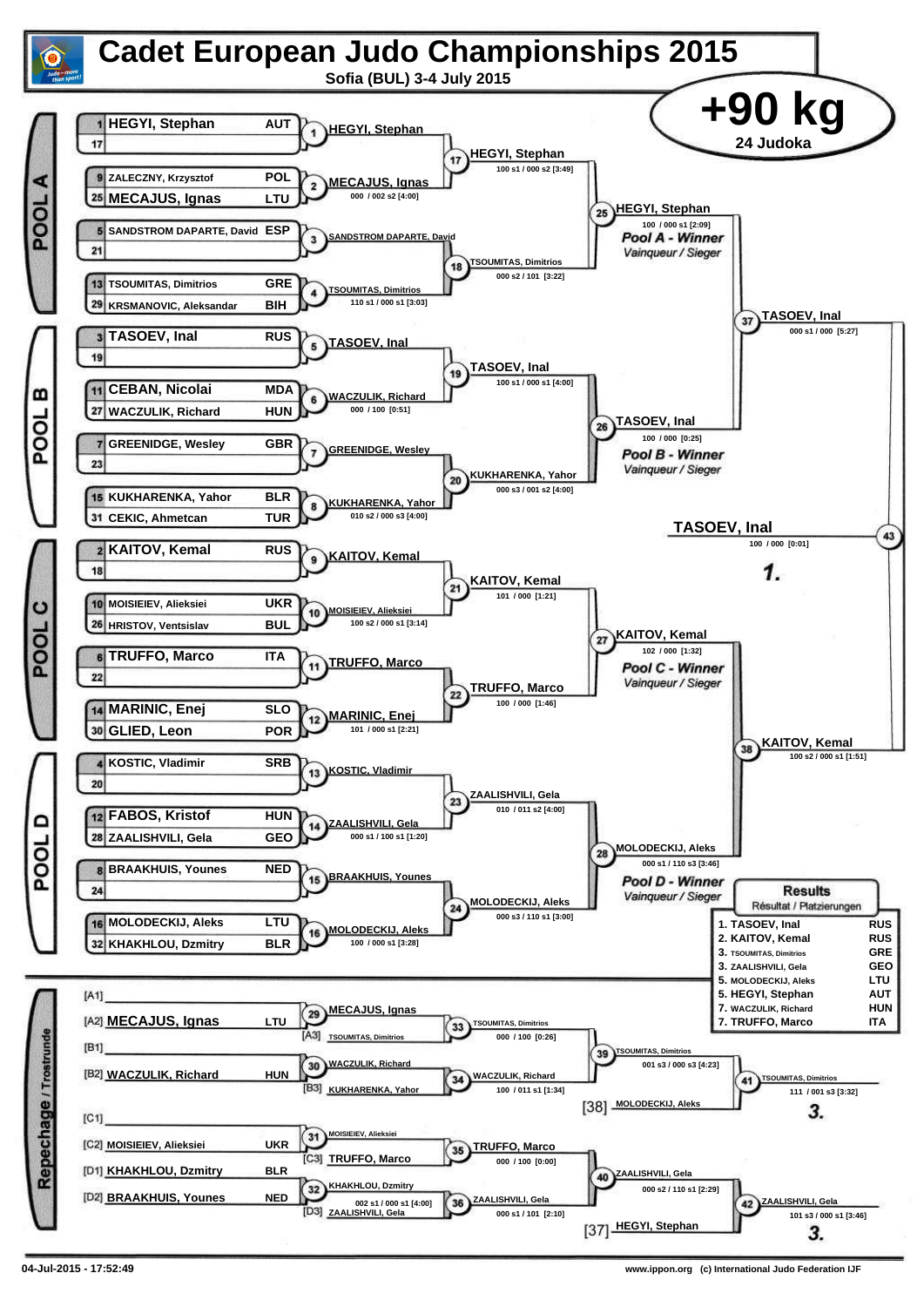# Cadet European Judo Championships 2015

**Sofia (BUL) 3-4 July 2015**

## +90 kg

**24 Judoka**

### POOL A

| Seed | Name | Nation |
|---|---|---|
| 1 | HEGYI, Stephan | AUT |
| 17 | | |
| 9 | ZALECZNY, Krzysztof | POL |
| 25 | MECAJUS, Ignas | LTU |
| 5 | SANDSTROM DAPARTE, David | ESP |
| 21 | | |
| 13 | TSOUMITAS, Dimitrios | GRE |
| 29 | KRSMANOVIC, Aleksandar | BIH |

- (1) HEGYI, Stephan
- (2) MECAJUS, Ignas — 000 / 002 s2 [4:00]
- (3) SANDSTROM DAPARTE, David
- (4) TSOUMITAS, Dimitrios — 110 s1 / 000 s1 [3:03]
- (17) HEGYI, Stephan — 100 s1 / 000 s2 [3:49]
- (18) TSOUMITAS, Dimitrios — 000 s2 / 101 [3:22]
- (25) HEGYI, Stephan — 100 / 000 s1 [2:09] — *Pool A - Winner / Vainqueur / Sieger*

### POOL B

| Seed | Name | Nation |
|---|---|---|
| 3 | TASOEV, Inal | RUS |
| 19 | | |
| 11 | CEBAN, Nicolai | MDA |
| 27 | WACZULIK, Richard | HUN |
| 7 | GREENIDGE, Wesley | GBR |
| 23 | | |
| 15 | KUKHARENKA, Yahor | BLR |
| 31 | CEKIC, Ahmetcan | TUR |

- (5) TASOEV, Inal
- (6) WACZULIK, Richard — 000 / 100 [0:51]
- (7) GREENIDGE, Wesley
- (8) KUKHARENKA, Yahor — 010 s2 / 000 s3 [4:00]
- (19) TASOEV, Inal — 100 s1 / 000 s1 [4:00]
- (20) KUKHARENKA, Yahor — 000 s3 / 001 s2 [4:00]
- (26) TASOEV, Inal — 100 / 000 [0:25] — *Pool B - Winner / Vainqueur / Sieger*

### POOL C

| Seed | Name | Nation |
|---|---|---|
| 2 | KAITOV, Kemal | RUS |
| 18 | | |
| 10 | MOISIEIEV, Alieksiei | UKR |
| 26 | HRISTOV, Ventsislav | BUL |
| 6 | TRUFFO, Marco | ITA |
| 22 | | |
| 14 | MARINIC, Enej | SLO |
| 30 | GLIED, Leon | POR |

- (9) KAITOV, Kemal
- (10) MOISIEIEV, Alieksiei — 100 s2 / 000 s1 [3:14]
- (11) TRUFFO, Marco
- (12) MARINIC, Enej — 101 / 000 s1 [2:21]
- (21) KAITOV, Kemal — 101 / 000 [1:21]
- (22) TRUFFO, Marco — 100 / 000 [1:46]
- (27) KAITOV, Kemal — 102 / 000 [1:32] — *Pool C - Winner / Vainqueur / Sieger*

### POOL D

| Seed | Name | Nation |
|---|---|---|
| 4 | KOSTIC, Vladimir | SRB |
| 20 | | |
| 12 | FABOS, Kristof | HUN |
| 28 | ZAALISHVILI, Gela | GEO |
| 8 | BRAAKHUIS, Younes | NED |
| 24 | | |
| 16 | MOLODECKIJ, Aleks | LTU |
| 32 | KHAKHLOU, Dzmitry | BLR |

- (13) KOSTIC, Vladimir
- (14) ZAALISHVILI, Gela — 000 s1 / 100 s1 [1:20]
- (15) BRAAKHUIS, Younes
- (16) MOLODECKIJ, Aleks — 100 / 000 s1 [3:28]
- (23) ZAALISHVILI, Gela — 010 / 011 s2 [4:00]
- (24) MOLODECKIJ, Aleks — 000 s3 / 110 s1 [3:00]
- (28) MOLODECKIJ, Aleks — 000 s1 / 110 s3 [3:46] — *Pool D - Winner / Vainqueur / Sieger*

### Semi-finals and Final

- (37) TASOEV, Inal — 000 s1 / 000 [5:27]
- (38) KAITOV, Kemal — 100 s2 / 000 s1 [1:51]
- (43) TASOEV, Inal — 100 / 000 [0:01] — **1.**

### Repechage / Trostrunde

- [A1]
- [A2] MECAJUS, Ignas — LTU
- [B1]
- [B2] WACZULIK, Richard — HUN
- [C1]
- [C2] MOISIEIEV, Alieksiei — UKR
- [D1] KHAKHLOU, Dzmitry — BLR
- [D2] BRAAKHUIS, Younes — NED

- (29) MECAJUS, Ignas; [A3] TSOUMITAS, Dimitrios
- (30) WACZULIK, Richard; [B3] KUKHARENKA, Yahor
- (31) MOISIEIEV, Alieksiei; [C3] TRUFFO, Marco
- (32) KHAKHLOU, Dzmitry — 002 s1 / 000 s1 [4:00]; [D3] ZAALISHVILI, Gela
- (33) TSOUMITAS, Dimitrios — 000 / 100 [0:26]
- (34) WACZULIK, Richard — 100 / 011 s1 [1:34]
- (35) TRUFFO, Marco — 000 / 100 [0:00]
- (36) ZAALISHVILI, Gela — 000 s1 / 101 [2:10]
- (39) TSOUMITAS, Dimitrios — 001 s3 / 000 s3 [4:23]
- [38] MOLODECKIJ, Aleks
- (41) TSOUMITAS, Dimitrios — 111 / 001 s3 [3:32] — **3.**
- (40) ZAALISHVILI, Gela — 000 s2 / 110 s1 [2:29]
- [37] HEGYI, Stephan
- (42) ZAALISHVILI, Gela — 101 s3 / 000 s1 [3:46] — **3.**

### Results / Résultat / Platzierungen

| Place | Name | Nation |
|---|---|---|
| 1. | TASOEV, Inal | RUS |
| 2. | KAITOV, Kemal | RUS |
| 3. | TSOUMITAS, Dimitrios | GRE |
| 3. | ZAALISHVILI, Gela | GEO |
| 5. | MOLODECKIJ, Aleks | LTU |
| 5. | HEGYI, Stephan | AUT |
| 7. | WACZULIK, Richard | HUN |
| 7. | TRUFFO, Marco | ITA |

04-Jul-2015 - 17:52:49 www.ippon.org (c) International Judo Federation IJF